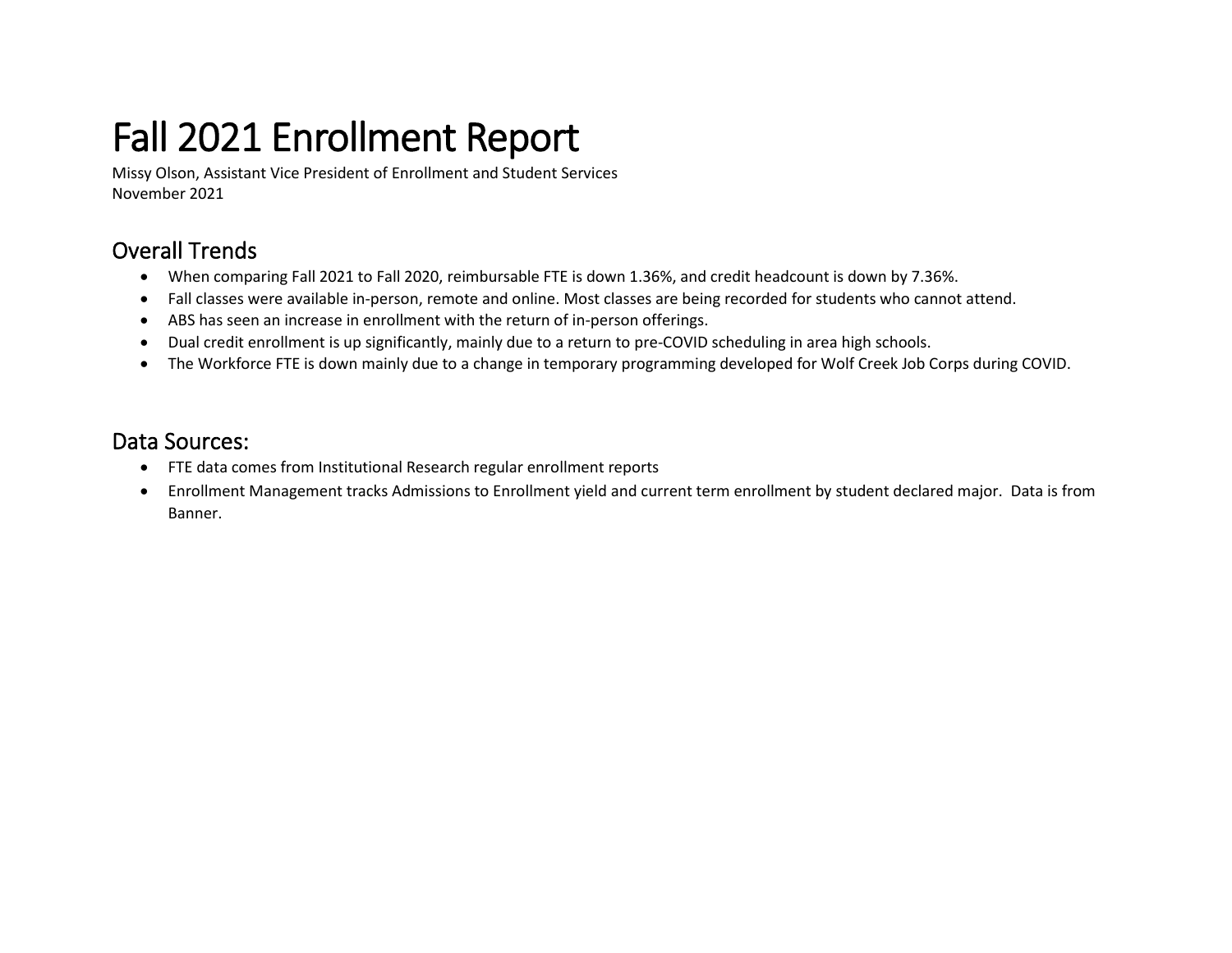# Fall 2021 Enrollment Report

Missy Olson, Assistant Vice President of Enrollment and Student Services
November 2021

## Overall Trends

- When comparing Fall 2021 to Fall 2020, reimbursable FTE is down 1.36%, and credit headcount is down by 7.36%.
- Fall classes were available in-person, remote and online. Most classes are being recorded for students who cannot attend.
- ABS has seen an increase in enrollment with the return of in-person offerings.
- Dual credit enrollment is up significantly, mainly due to a return to pre-COVID scheduling in area high schools.
- The Workforce FTE is down mainly due to a change in temporary programming developed for Wolf Creek Job Corps during COVID.

## Data Sources:

- FTE data comes from Institutional Research regular enrollment reports
- Enrollment Management tracks Admissions to Enrollment yield and current term enrollment by student declared major. Data is from Banner.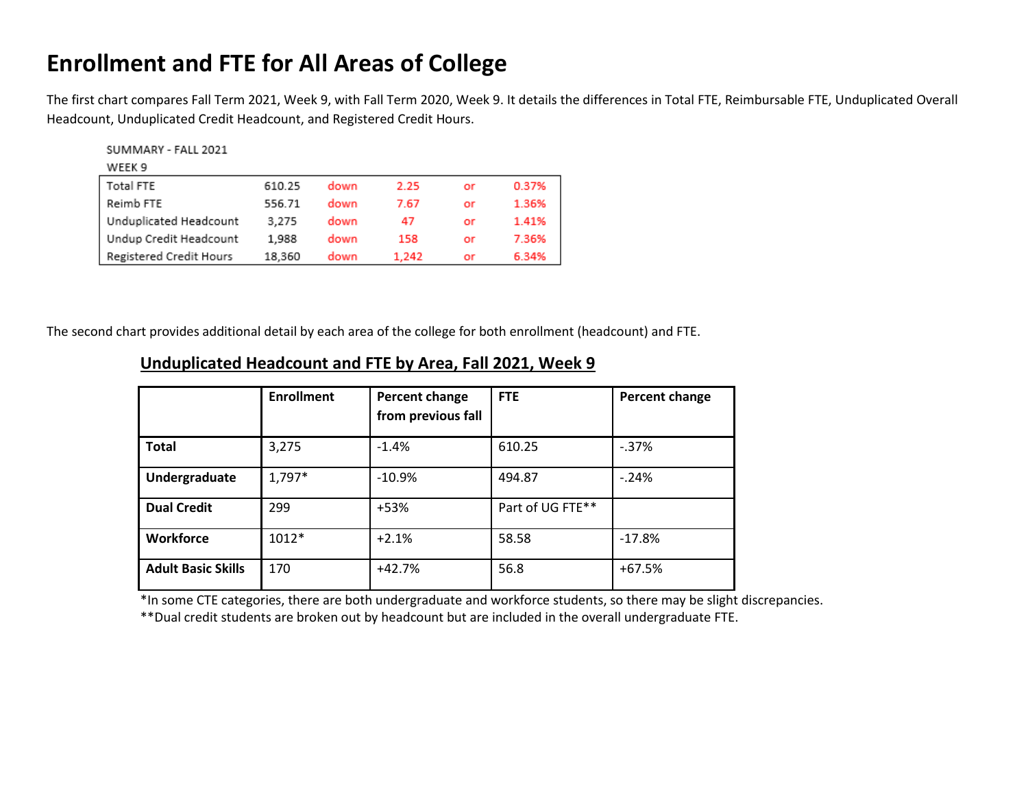# Enrollment and FTE for All Areas of College

The first chart compares Fall Term 2021, Week 9, with Fall Term 2020, Week 9. It details the differences in Total FTE, Reimbursable FTE, Unduplicated Overall Headcount, Unduplicated Credit Headcount, and Registered Credit Hours.

SUMMARY - FALL 2021
WEEK 9

| | | | | | |
|---|---|---|---|---|---|
| Total FTE | 610.25 | down | 2.25 | or | 0.37% |
| Reimb FTE | 556.71 | down | 7.67 | or | 1.36% |
| Unduplicated Headcount | 3,275 | down | 47 | or | 1.41% |
| Undup Credit Headcount | 1,988 | down | 158 | or | 7.36% |
| Registered Credit Hours | 18,360 | down | 1,242 | or | 6.34% |

The second chart provides additional detail by each area of the college for both enrollment (headcount) and FTE.

## Unduplicated Headcount and FTE by Area, Fall 2021, Week 9

| | Enrollment | Percent change from previous fall | FTE | Percent change |
|---|---|---|---|---|
| **Total** | 3,275 | -1.4% | 610.25 | -.37% |
| **Undergraduate** | 1,797* | -10.9% | 494.87 | -.24% |
| **Dual Credit** | 299 | +53% | Part of UG FTE** | |
| **Workforce** | 1012* | +2.1% | 58.58 | -17.8% |
| **Adult Basic Skills** | 170 | +42.7% | 56.8 | +67.5% |

*In some CTE categories, there are both undergraduate and workforce students, so there may be slight discrepancies.

**Dual credit students are broken out by headcount but are included in the overall undergraduate FTE.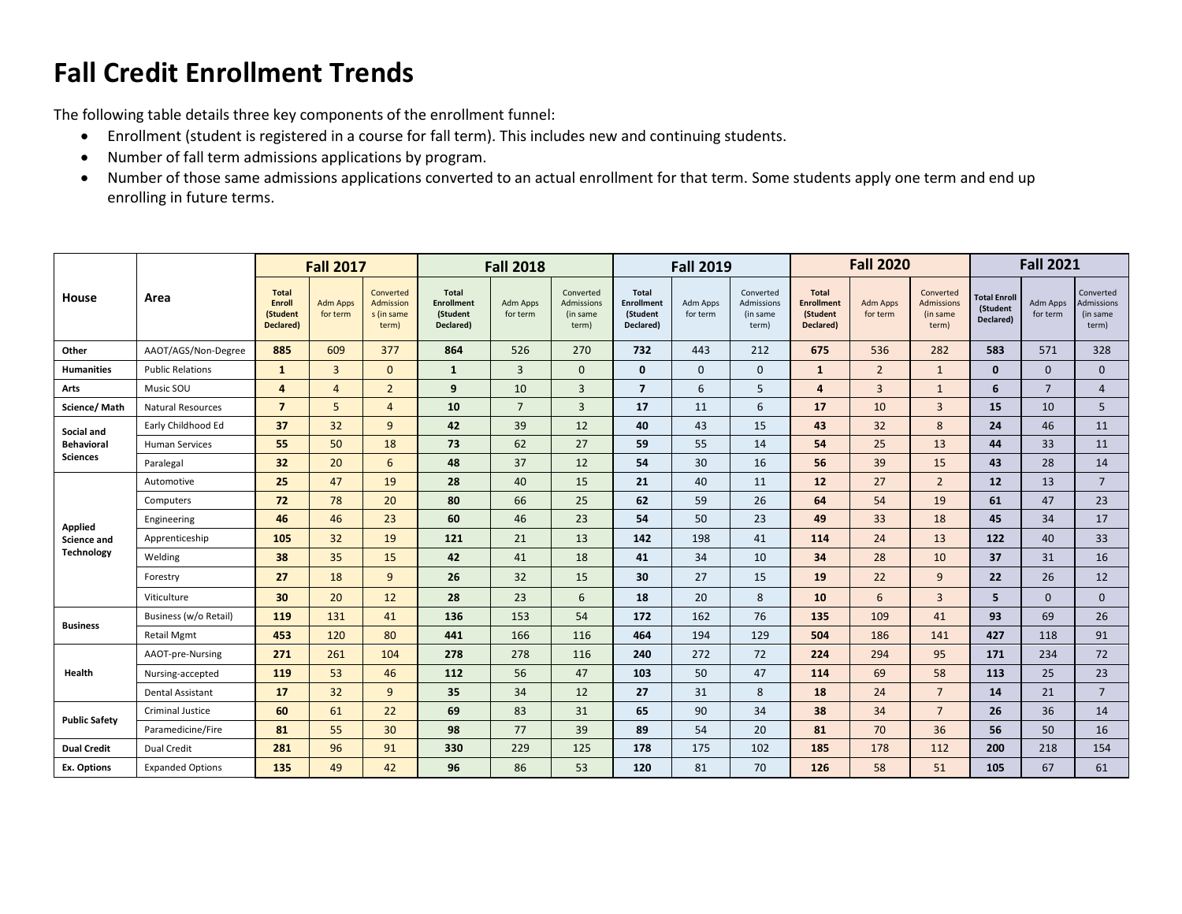# Fall Credit Enrollment Trends

The following table details three key components of the enrollment funnel:

- Enrollment (student is registered in a course for fall term). This includes new and continuing students.
- Number of fall term admissions applications by program.
- Number of those same admissions applications converted to an actual enrollment for that term. Some students apply one term and end up enrolling in future terms.

| House | Area | Fall 2017 | | | Fall 2018 | | | Fall 2019 | | | Fall 2020 | | | Fall 2021 | | |
|---|---|---|---|---|---|---|---|---|---|---|---|---|---|---|---|---|
| | | Total Enroll (Student Declared) | Adm Apps for term | Converted Admissions (in same term) | Total Enrollment (Student Declared) | Adm Apps for term | Converted Admissions (in same term) | Total Enrollment (Student Declared) | Adm Apps for term | Converted Admissions (in same term) | Total Enrollment (Student Declared) | Adm Apps for term | Converted Admissions (in same term) | Total Enroll (Student Declared) | Adm Apps for term | Converted Admissions (in same term) |
| **Other** | AAOT/AGS/Non-Degree | **885** | 609 | 377 | **864** | 526 | 270 | **732** | 443 | 212 | **675** | 536 | 282 | **583** | 571 | 328 |
| **Humanities** | Public Relations | **1** | 3 | 0 | **1** | 3 | 0 | **0** | 0 | 0 | **1** | 2 | 1 | **0** | 0 | 0 |
| **Arts** | Music SOU | **4** | 4 | 2 | **9** | 10 | 3 | **7** | 6 | 5 | **4** | 3 | 1 | **6** | 7 | 4 |
| **Science/ Math** | Natural Resources | **7** | 5 | 4 | **10** | 7 | 3 | **17** | 11 | 6 | **17** | 10 | 3 | **15** | 10 | 5 |
| **Social and Behavioral Sciences** | Early Childhood Ed | **37** | 32 | 9 | **42** | 39 | 12 | **40** | 43 | 15 | **43** | 32 | 8 | **24** | 46 | 11 |
| | Human Services | **55** | 50 | 18 | **73** | 62 | 27 | **59** | 55 | 14 | **54** | 25 | 13 | **44** | 33 | 11 |
| | Paralegal | **32** | 20 | 6 | **48** | 37 | 12 | **54** | 30 | 16 | **56** | 39 | 15 | **43** | 28 | 14 |
| **Applied Science and Technology** | Automotive | **25** | 47 | 19 | **28** | 40 | 15 | **21** | 40 | 11 | **12** | 27 | 2 | **12** | 13 | 7 |
| | Computers | **72** | 78 | 20 | **80** | 66 | 25 | **62** | 59 | 26 | **64** | 54 | 19 | **61** | 47 | 23 |
| | Engineering | **46** | 46 | 23 | **60** | 46 | 23 | **54** | 50 | 23 | **49** | 33 | 18 | **45** | 34 | 17 |
| | Apprenticeship | **105** | 32 | 19 | **121** | 21 | 13 | **142** | 198 | 41 | **114** | 24 | 13 | **122** | 40 | 33 |
| | Welding | **38** | 35 | 15 | **42** | 41 | 18 | **41** | 34 | 10 | **34** | 28 | 10 | **37** | 31 | 16 |
| | Forestry | **27** | 18 | 9 | **26** | 32 | 15 | **30** | 27 | 15 | **19** | 22 | 9 | **22** | 26 | 12 |
| | Viticulture | **30** | 20 | 12 | **28** | 23 | 6 | **18** | 20 | 8 | **10** | 6 | 3 | **5** | 0 | 0 |
| **Business** | Business (w/o Retail) | **119** | 131 | 41 | **136** | 153 | 54 | **172** | 162 | 76 | **135** | 109 | 41 | **93** | 69 | 26 |
| | Retail Mgmt | **453** | 120 | 80 | **441** | 166 | 116 | **464** | 194 | 129 | **504** | 186 | 141 | **427** | 118 | 91 |
| **Health** | AAOT-pre-Nursing | **271** | 261 | 104 | **278** | 278 | 116 | **240** | 272 | 72 | **224** | 294 | 95 | **171** | 234 | 72 |
| | Nursing-accepted | **119** | 53 | 46 | **112** | 56 | 47 | **103** | 50 | 47 | **114** | 69 | 58 | **113** | 25 | 23 |
| | Dental Assistant | **17** | 32 | 9 | **35** | 34 | 12 | **27** | 31 | 8 | **18** | 24 | 7 | **14** | 21 | 7 |
| **Public Safety** | Criminal Justice | **60** | 61 | 22 | **69** | 83 | 31 | **65** | 90 | 34 | **38** | 34 | 7 | **26** | 36 | 14 |
| | Paramedicine/Fire | **81** | 55 | 30 | **98** | 77 | 39 | **89** | 54 | 20 | **81** | 70 | 36 | **56** | 50 | 16 |
| **Dual Credit** | Dual Credit | **281** | 96 | 91 | **330** | 229 | 125 | **178** | 175 | 102 | **185** | 178 | 112 | **200** | 218 | 154 |
| **Ex. Options** | Expanded Options | **135** | 49 | 42 | **96** | 86 | 53 | **120** | 81 | 70 | **126** | 58 | 51 | **105** | 67 | 61 |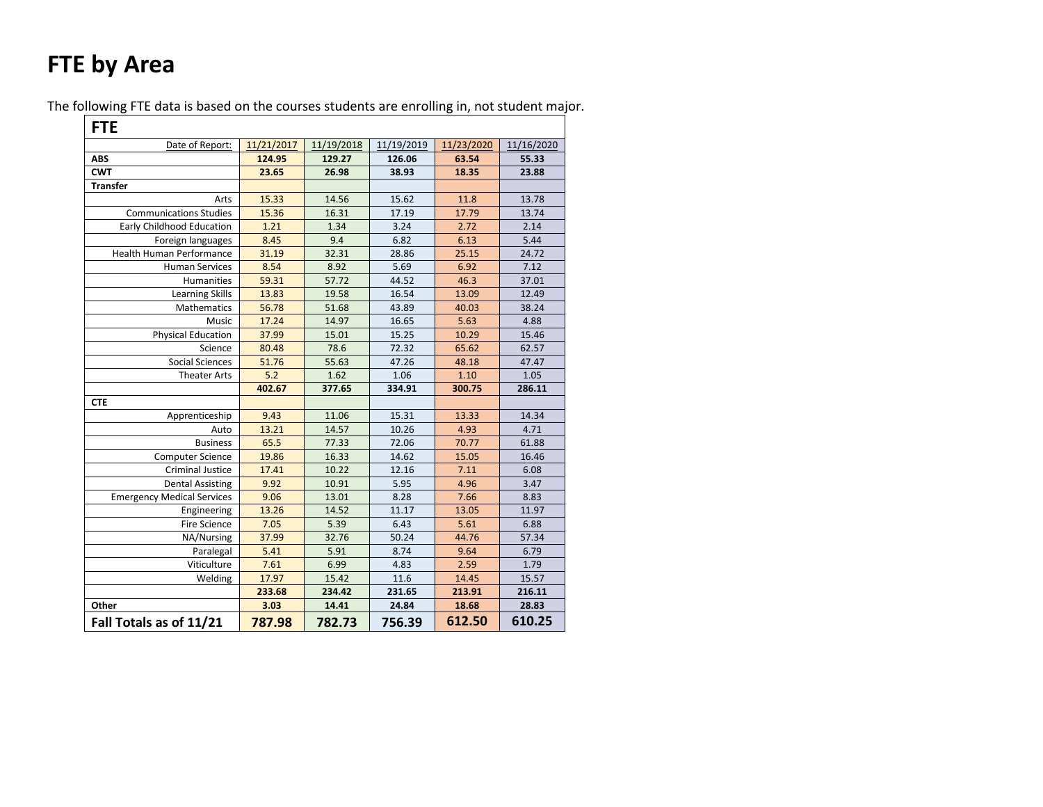# FTE by Area

The following FTE data is based on the courses students are enrolling in, not student major.

| FTE | | | | | |
|---|---|---|---|---|---|
| Date of Report: | 11/21/2017 | 11/19/2018 | 11/19/2019 | 11/23/2020 | 11/16/2020 |
| **ABS** | **124.95** | **129.27** | **126.06** | **63.54** | **55.33** |
| **CWT** | **23.65** | **26.98** | **38.93** | **18.35** | **23.88** |
| **Transfer** | | | | | |
| Arts | 15.33 | 14.56 | 15.62 | 11.8 | 13.78 |
| Communications Studies | 15.36 | 16.31 | 17.19 | 17.79 | 13.74 |
| Early Childhood Education | 1.21 | 1.34 | 3.24 | 2.72 | 2.14 |
| Foreign languages | 8.45 | 9.4 | 6.82 | 6.13 | 5.44 |
| Health Human Performance | 31.19 | 32.31 | 28.86 | 25.15 | 24.72 |
| Human Services | 8.54 | 8.92 | 5.69 | 6.92 | 7.12 |
| Humanities | 59.31 | 57.72 | 44.52 | 46.3 | 37.01 |
| Learning Skills | 13.83 | 19.58 | 16.54 | 13.09 | 12.49 |
| Mathematics | 56.78 | 51.68 | 43.89 | 40.03 | 38.24 |
| Music | 17.24 | 14.97 | 16.65 | 5.63 | 4.88 |
| Physical Education | 37.99 | 15.01 | 15.25 | 10.29 | 15.46 |
| Science | 80.48 | 78.6 | 72.32 | 65.62 | 62.57 |
| Social Sciences | 51.76 | 55.63 | 47.26 | 48.18 | 47.47 |
| Theater Arts | 5.2 | 1.62 | 1.06 | 1.10 | 1.05 |
| | **402.67** | **377.65** | **334.91** | **300.75** | **286.11** |
| **CTE** | | | | | |
| Apprenticeship | 9.43 | 11.06 | 15.31 | 13.33 | 14.34 |
| Auto | 13.21 | 14.57 | 10.26 | 4.93 | 4.71 |
| Business | 65.5 | 77.33 | 72.06 | 70.77 | 61.88 |
| Computer Science | 19.86 | 16.33 | 14.62 | 15.05 | 16.46 |
| Criminal Justice | 17.41 | 10.22 | 12.16 | 7.11 | 6.08 |
| Dental Assisting | 9.92 | 10.91 | 5.95 | 4.96 | 3.47 |
| Emergency Medical Services | 9.06 | 13.01 | 8.28 | 7.66 | 8.83 |
| Engineering | 13.26 | 14.52 | 11.17 | 13.05 | 11.97 |
| Fire Science | 7.05 | 5.39 | 6.43 | 5.61 | 6.88 |
| NA/Nursing | 37.99 | 32.76 | 50.24 | 44.76 | 57.34 |
| Paralegal | 5.41 | 5.91 | 8.74 | 9.64 | 6.79 |
| Viticulture | 7.61 | 6.99 | 4.83 | 2.59 | 1.79 |
| Welding | 17.97 | 15.42 | 11.6 | 14.45 | 15.57 |
| | **233.68** | **234.42** | **231.65** | **213.91** | **216.11** |
| **Other** | **3.03** | **14.41** | **24.84** | **18.68** | **28.83** |
| **Fall Totals as of 11/21** | **787.98** | **782.73** | **756.39** | **612.50** | **610.25** |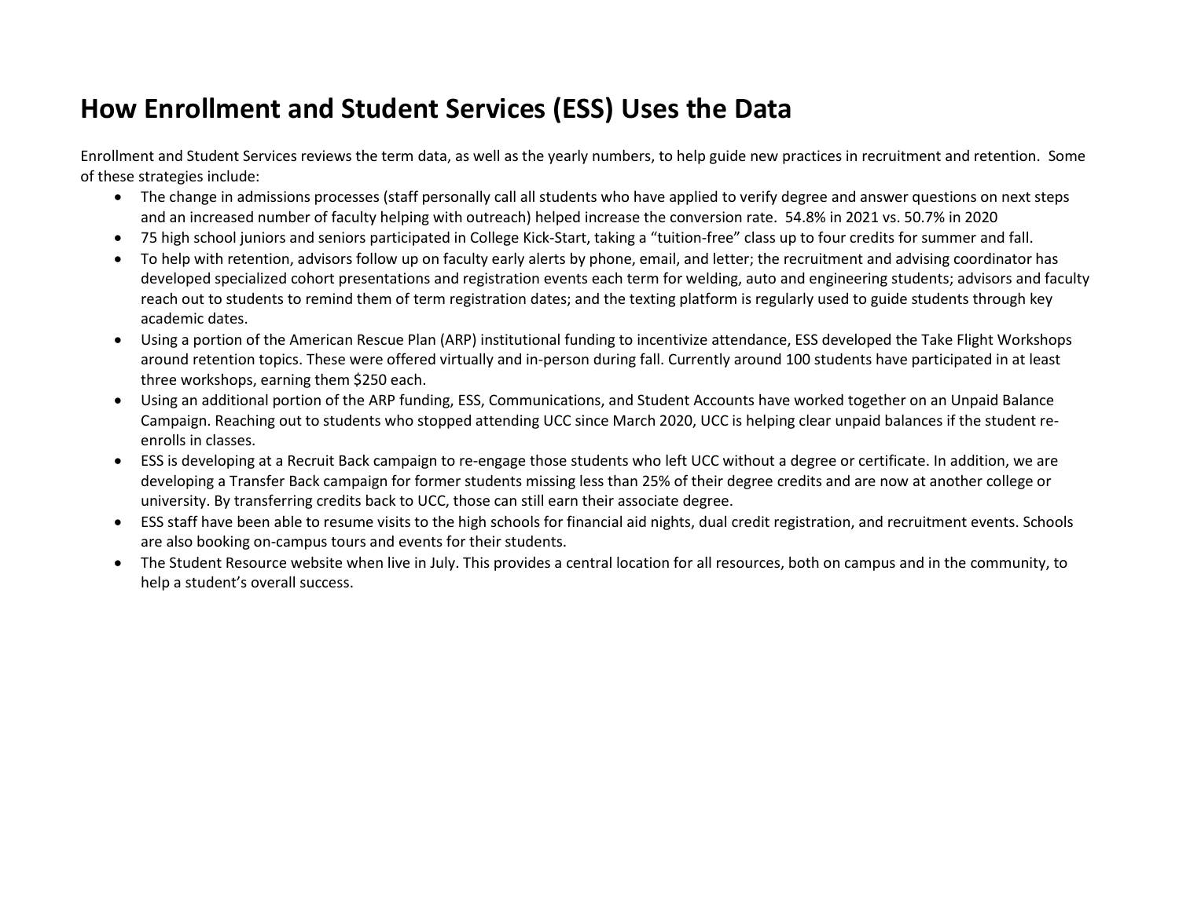# How Enrollment and Student Services (ESS) Uses the Data

Enrollment and Student Services reviews the term data, as well as the yearly numbers, to help guide new practices in recruitment and retention. Some of these strategies include:

- The change in admissions processes (staff personally call all students who have applied to verify degree and answer questions on next steps and an increased number of faculty helping with outreach) helped increase the conversion rate. 54.8% in 2021 vs. 50.7% in 2020
- 75 high school juniors and seniors participated in College Kick-Start, taking a "tuition-free" class up to four credits for summer and fall.
- To help with retention, advisors follow up on faculty early alerts by phone, email, and letter; the recruitment and advising coordinator has developed specialized cohort presentations and registration events each term for welding, auto and engineering students; advisors and faculty reach out to students to remind them of term registration dates; and the texting platform is regularly used to guide students through key academic dates.
- Using a portion of the American Rescue Plan (ARP) institutional funding to incentivize attendance, ESS developed the Take Flight Workshops around retention topics. These were offered virtually and in-person during fall. Currently around 100 students have participated in at least three workshops, earning them $250 each.
- Using an additional portion of the ARP funding, ESS, Communications, and Student Accounts have worked together on an Unpaid Balance Campaign. Reaching out to students who stopped attending UCC since March 2020, UCC is helping clear unpaid balances if the student re-enrolls in classes.
- ESS is developing at a Recruit Back campaign to re-engage those students who left UCC without a degree or certificate. In addition, we are developing a Transfer Back campaign for former students missing less than 25% of their degree credits and are now at another college or university. By transferring credits back to UCC, those can still earn their associate degree.
- ESS staff have been able to resume visits to the high schools for financial aid nights, dual credit registration, and recruitment events. Schools are also booking on-campus tours and events for their students.
- The Student Resource website when live in July. This provides a central location for all resources, both on campus and in the community, to help a student's overall success.